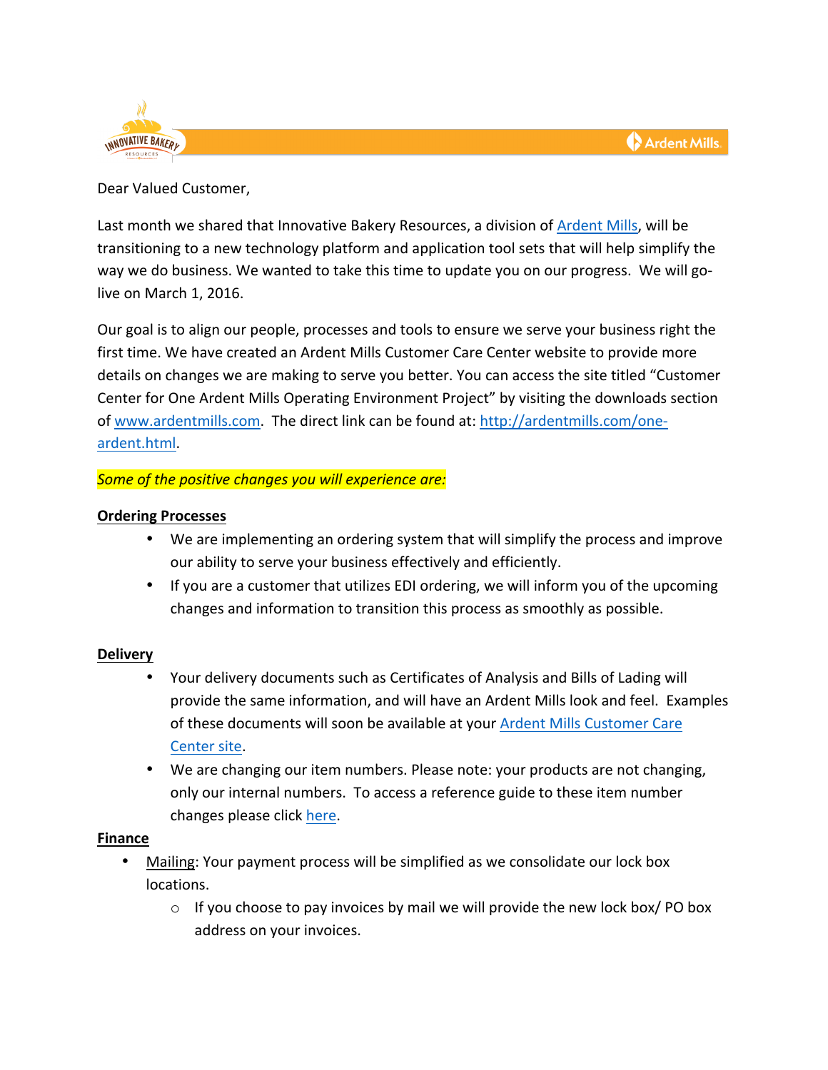Dear Valued Customer,

Last month we shared that Innovative Bakery Resources, a division of Ardent Mills, will be transitioning to a new technology platform and application tool sets that will help simplify the way we do business. We wanted to take this time to update you on our progress. We will go-live on March 1, 2016.

Our goal is to align our people, processes and tools to ensure we serve your business right the first time. We have created an Ardent Mills Customer Care Center website to provide more details on changes we are making to serve you better. You can access the site titled "Customer Center for One Ardent Mills Operating Environment Project" by visiting the downloads section of www.ardentmills.com. The direct link can be found at: http://ardentmills.com/one-ardent.html.

*Some of the positive changes you will experience are:*

**Ordering Processes**

- We are implementing an ordering system that will simplify the process and improve our ability to serve your business effectively and efficiently.
- If you are a customer that utilizes EDI ordering, we will inform you of the upcoming changes and information to transition this process as smoothly as possible.

**Delivery**

- Your delivery documents such as Certificates of Analysis and Bills of Lading will provide the same information, and will have an Ardent Mills look and feel. Examples of these documents will soon be available at your Ardent Mills Customer Care Center site.
- We are changing our item numbers. Please note: your products are not changing, only our internal numbers. To access a reference guide to these item number changes please click here.

**Finance**

- Mailing: Your payment process will be simplified as we consolidate our lock box locations.
  - If you choose to pay invoices by mail we will provide the new lock box/ PO box address on your invoices.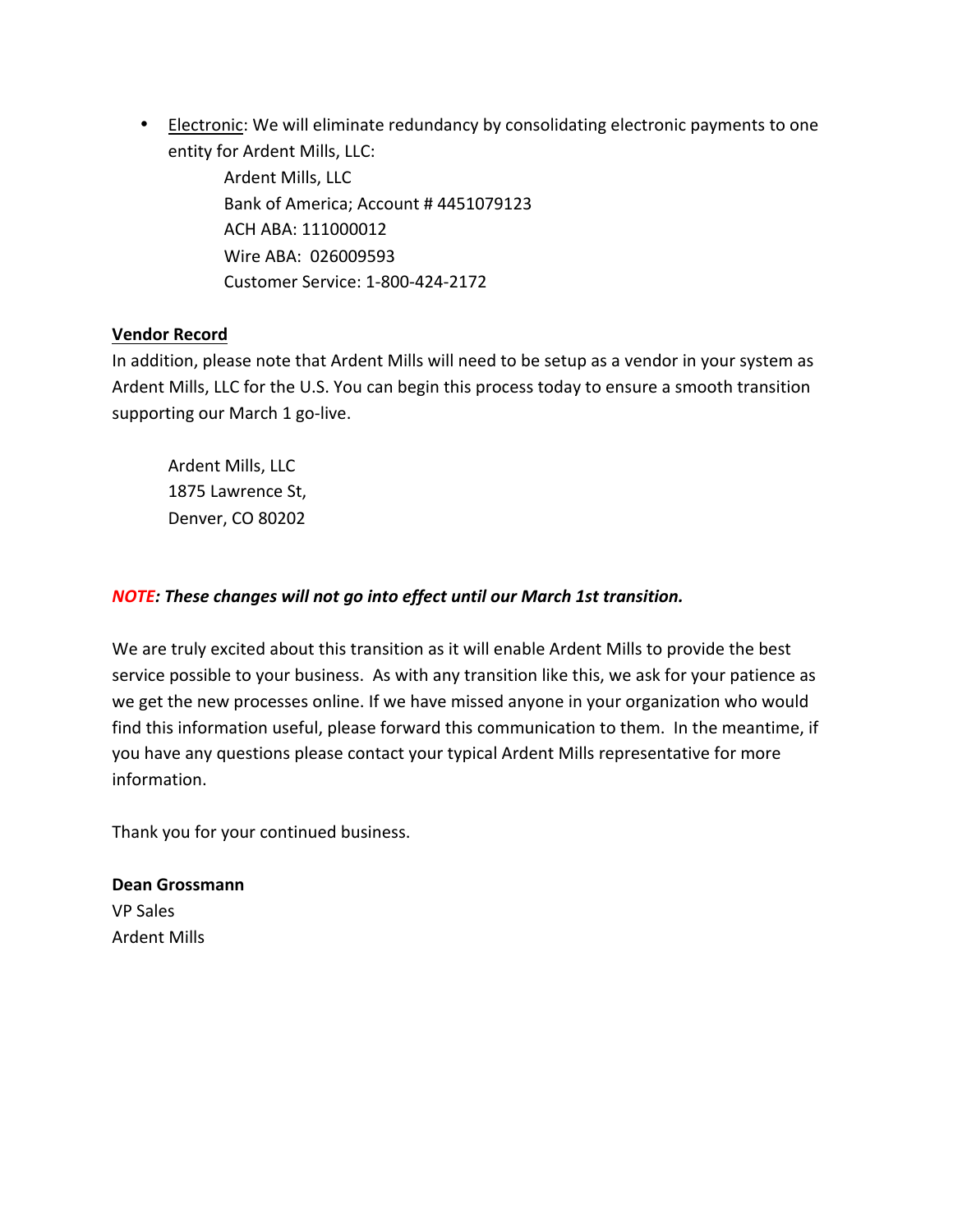- Electronic: We will eliminate redundancy by consolidating electronic payments to one entity for Ardent Mills, LLC:

  Ardent Mills, LLC
  Bank of America; Account # 4451079123
  ACH ABA: 111000012
  Wire ABA: 026009593
  Customer Service: 1-800-424-2172

**Vendor Record**

In addition, please note that Ardent Mills will need to be setup as a vendor in your system as Ardent Mills, LLC for the U.S. You can begin this process today to ensure a smooth transition supporting our March 1 go-live.

Ardent Mills, LLC
1875 Lawrence St,
Denver, CO 80202

***NOTE: These changes will not go into effect until our March 1st transition.***

We are truly excited about this transition as it will enable Ardent Mills to provide the best service possible to your business. As with any transition like this, we ask for your patience as we get the new processes online. If we have missed anyone in your organization who would find this information useful, please forward this communication to them. In the meantime, if you have any questions please contact your typical Ardent Mills representative for more information.

Thank you for your continued business.

**Dean Grossmann**
VP Sales
Ardent Mills